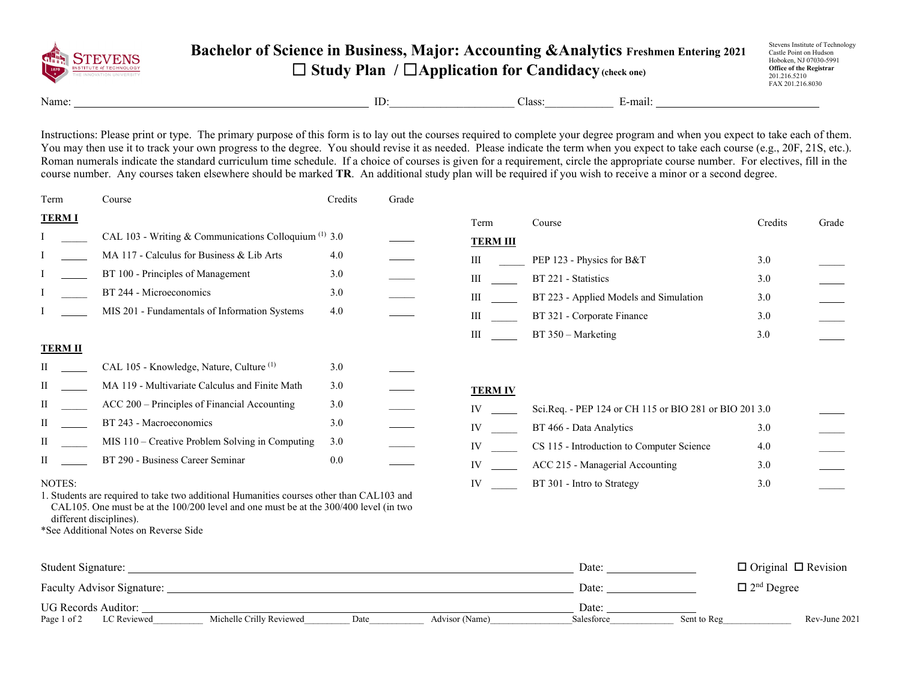# Bachelor of Science in Business, Major: Accounting &Analytics Freshmen Entering 2021

☐ Study Plan / ☐Application for Candidacy (check one)

Stevens Institute of Technology
Castle Point on Hudson
Hoboken, NJ 07030-5991
**Office of the Registrar**
201.216.5210
FAX 201.216.8030

Name: ______________________ ID: ______________ Class: __________ E-mail: ______________________

Instructions: Please print or type. The primary purpose of this form is to lay out the courses required to complete your degree program and when you expect to take each of them. You may then use it to track your own progress to the degree. You should revise it as needed. Please indicate the term when you expect to take each course (e.g., 20F, 21S, etc.). Roman numerals indicate the standard curriculum time schedule. If a choice of courses is given for a requirement, circle the appropriate course number. For electives, fill in the course number. Any courses taken elsewhere should be marked **TR**. An additional study plan will be required if you wish to receive a minor or a second degree.

**TERM I**

| Term | | Course | Credits | Grade |
|---|---|---|---|---|
| I | _____ | CAL 103 - Writing & Communications Colloquium [(1)] | 3.0 | _____ |
| I | _____ | MA 117 - Calculus for Business & Lib Arts | 4.0 | _____ |
| I | _____ | BT 100 - Principles of Management | 3.0 | _____ |
| I | _____ | BT 244 - Microeconomics | 3.0 | _____ |
| I | _____ | MIS 201 - Fundamentals of Information Systems | 4.0 | _____ |

**TERM II**

| Term | | Course | Credits | Grade |
|---|---|---|---|---|
| II | _____ | CAL 105 - Knowledge, Nature, Culture [(1)] | 3.0 | _____ |
| II | _____ | MA 119 - Multivariate Calculus and Finite Math | 3.0 | _____ |
| II | _____ | ACC 200 – Principles of Financial Accounting | 3.0 | _____ |
| II | _____ | BT 243 - Macroeconomics | 3.0 | _____ |
| II | _____ | MIS 110 – Creative Problem Solving in Computing | 3.0 | _____ |
| II | _____ | BT 290 - Business Career Seminar | 0.0 | _____ |

NOTES:
1. Students are required to take two additional Humanities courses other than CAL103 and CAL105. One must be at the 100/200 level and one must be at the 300/400 level (in two different disciplines).

*See Additional Notes on Reverse Side

**TERM III**

| Term | | Course | Credits | Grade |
|---|---|---|---|---|
| III | _____ | PEP 123 - Physics for B&T | 3.0 | _____ |
| III | _____ | BT 221 - Statistics | 3.0 | _____ |
| III | _____ | BT 223 - Applied Models and Simulation | 3.0 | _____ |
| III | _____ | BT 321 - Corporate Finance | 3.0 | _____ |
| III | _____ | BT 350 – Marketing | 3.0 | _____ |

**TERM IV**

| Term | | Course | Credits | Grade |
|---|---|---|---|---|
| IV | _____ | Sci.Req. - PEP 124 or CH 115 or BIO 281 or BIO 201 | 3.0 | _____ |
| IV | _____ | BT 466 - Data Analytics | 3.0 | _____ |
| IV | _____ | CS 115 - Introduction to Computer Science | 4.0 | _____ |
| IV | _____ | ACC 215 - Managerial Accounting | 3.0 | _____ |
| IV | _____ | BT 301 - Intro to Strategy | 3.0 | _____ |

Student Signature: ______________________ Date: __________ ☐ Original ☐ Revision

Faculty Advisor Signature: ______________________ Date: __________ ☐ 2nd Degree

UG Records Auditor: ______________________ Date: __________

LC Reviewed__________ Michelle Crilly Reviewed_________ Date___________ Advisor (Name)________________ Salesforce_____________ Sent to Reg______________ Rev-June 2021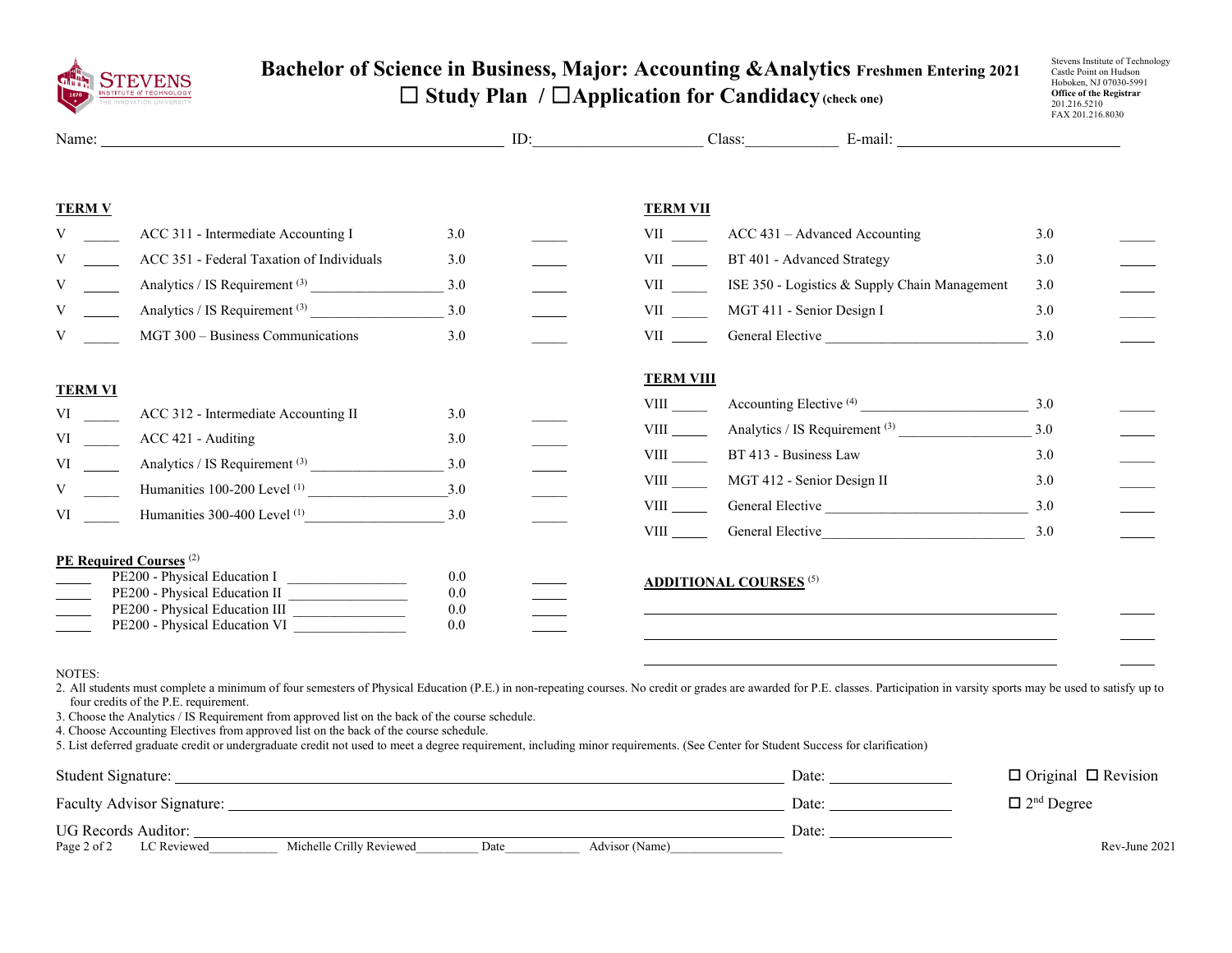# Bachelor of Science in Business, Major: Accounting &Analytics Freshmen Entering 2021

☐ Study Plan / ☐Application for Candidacy (check one)

Stevens Institute of Technology
Castle Point on Hudson
Hoboken, NJ 07030-5991
**Office of the Registrar**
201.216.5210
FAX 201.216.8030

Name: ______________________ ID:____________ Class:__________ E-mail: ______________

**TERM V**

| | | | | |
|---|---|---|---|---|
| V | _____ | ACC 311 - Intermediate Accounting I | 3.0 | _____ |
| V | _____ | ACC 351 - Federal Taxation of Individuals | 3.0 | _____ |
| V | _____ | Analytics / IS Requirement [3] __________ | 3.0 | _____ |
| V | _____ | Analytics / IS Requirement [3] __________ | 3.0 | _____ |
| V | _____ | MGT 300 – Business Communications | 3.0 | _____ |

**TERM VI**

| | | | | |
|---|---|---|---|---|
| VI | _____ | ACC 312 - Intermediate Accounting II | 3.0 | _____ |
| VI | _____ | ACC 421 - Auditing | 3.0 | _____ |
| VI | _____ | Analytics / IS Requirement [3] __________ | 3.0 | _____ |
| V | _____ | Humanities 100-200 Level [1] __________ | 3.0 | _____ |
| VI | _____ | Humanities 300-400 Level [1] __________ | 3.0 | _____ |

**PE Required Courses** [2]

| | | | |
|---|---|---|---|
| _____ | PE200 - Physical Education I __________ | 0.0 | _____ |
| _____ | PE200 - Physical Education II __________ | 0.0 | _____ |
| _____ | PE200 - Physical Education III __________ | 0.0 | _____ |
| _____ | PE200 - Physical Education VI __________ | 0.0 | _____ |

**TERM VII**

| | | | | |
|---|---|---|---|---|
| VII | _____ | ACC 431 – Advanced Accounting | 3.0 | _____ |
| VII | _____ | BT 401 - Advanced Strategy | 3.0 | _____ |
| VII | _____ | ISE 350 - Logistics & Supply Chain Management | 3.0 | _____ |
| VII | _____ | MGT 411 - Senior Design I | 3.0 | _____ |
| VII | _____ | General Elective __________ | 3.0 | _____ |

**TERM VIII**

| | | | | |
|---|---|---|---|---|
| VIII | _____ | Accounting Elective [4] __________ | 3.0 | _____ |
| VIII | _____ | Analytics / IS Requirement [3] __________ | 3.0 | _____ |
| VIII | _____ | BT 413 - Business Law | 3.0 | _____ |
| VIII | _____ | MGT 412 - Senior Design II | 3.0 | _____ |
| VIII | _____ | General Elective __________ | 3.0 | _____ |
| VIII | _____ | General Elective __________ | 3.0 | _____ |

**ADDITIONAL COURSES** [5]

______________________________ _____

______________________________ _____

______________________________ _____

NOTES:

2. All students must complete a minimum of four semesters of Physical Education (P.E.) in non-repeating courses. No credit or grades are awarded for P.E. classes. Participation in varsity sports may be used to satisfy up to four credits of the P.E. requirement.
3. Choose the Analytics / IS Requirement from approved list on the back of the course schedule.
4. Choose Accounting Electives from approved list on the back of the course schedule.
5. List deferred graduate credit or undergraduate credit not used to meet a degree requirement, including minor requirements. (See Center for Student Success for clarification)

Student Signature: ______________________ Date: __________ ☐ Original ☐ Revision

Faculty Advisor Signature: ______________________ Date: __________ ☐ 2nd Degree

UG Records Auditor: ______________________ Date: __________

LC Reviewed__________ Michelle Crilly Reviewed_________ Date___________ Advisor (Name)________________

Rev-June 2021